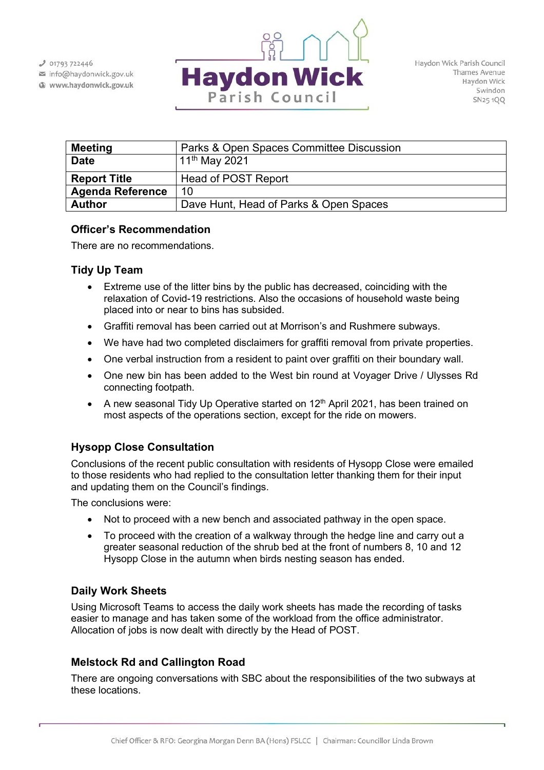01793 722446
info@haydonwick.gov.uk
www.haydonwick.gov.uk

# Haydon Wick Parish Council

Haydon Wick Parish Council
Thames Avenue
Haydon Wick
Swindon
SN25 1QQ

| **Meeting** | Parks & Open Spaces Committee Discussion |
|---|---|
| **Date** | 11th May 2021 |
| **Report Title** | Head of POST Report |
| **Agenda Reference** | 10 |
| **Author** | Dave Hunt, Head of Parks & Open Spaces |

### Officer's Recommendation

There are no recommendations.

### Tidy Up Team

- Extreme use of the litter bins by the public has decreased, coinciding with the relaxation of Covid-19 restrictions. Also the occasions of household waste being placed into or near to bins has subsided.
- Graffiti removal has been carried out at Morrison's and Rushmere subways.
- We have had two completed disclaimers for graffiti removal from private properties.
- One verbal instruction from a resident to paint over graffiti on their boundary wall.
- One new bin has been added to the West bin round at Voyager Drive / Ulysses Rd connecting footpath.
- A new seasonal Tidy Up Operative started on 12th April 2021, has been trained on most aspects of the operations section, except for the ride on mowers.

### Hysopp Close Consultation

Conclusions of the recent public consultation with residents of Hysopp Close were emailed to those residents who had replied to the consultation letter thanking them for their input and updating them on the Council's findings.

The conclusions were:

- Not to proceed with a new bench and associated pathway in the open space.
- To proceed with the creation of a walkway through the hedge line and carry out a greater seasonal reduction of the shrub bed at the front of numbers 8, 10 and 12 Hysopp Close in the autumn when birds nesting season has ended.

### Daily Work Sheets

Using Microsoft Teams to access the daily work sheets has made the recording of tasks easier to manage and has taken some of the workload from the office administrator. Allocation of jobs is now dealt with directly by the Head of POST.

### Melstock Rd and Callington Road

There are ongoing conversations with SBC about the responsibilities of the two subways at these locations.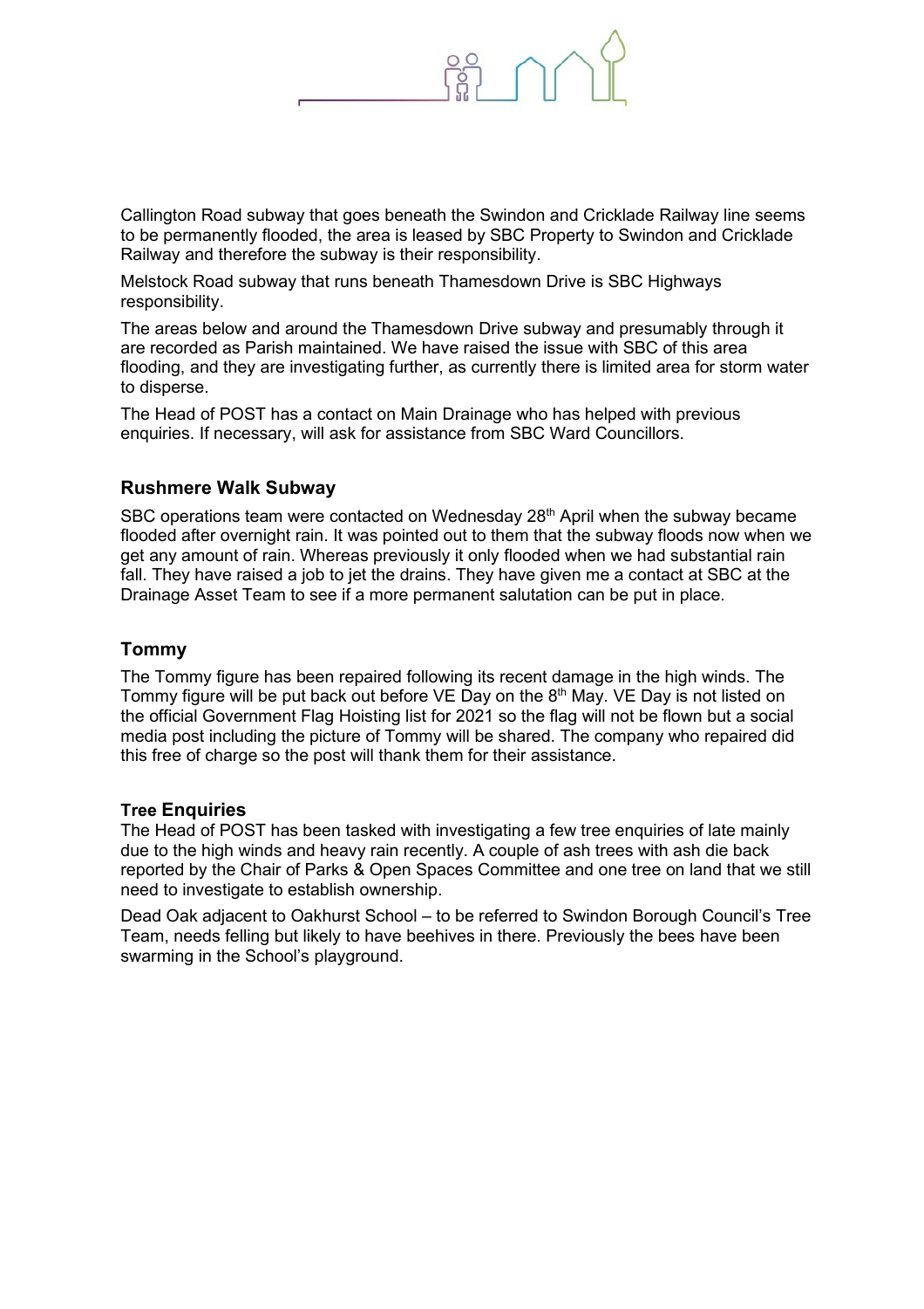Callington Road subway that goes beneath the Swindon and Cricklade Railway line seems to be permanently flooded, the area is leased by SBC Property to Swindon and Cricklade Railway and therefore the subway is their responsibility.

Melstock Road subway that runs beneath Thamesdown Drive is SBC Highways responsibility.

The areas below and around the Thamesdown Drive subway and presumably through it are recorded as Parish maintained. We have raised the issue with SBC of this area flooding, and they are investigating further, as currently there is limited area for storm water to disperse.

The Head of POST has a contact on Main Drainage who has helped with previous enquiries. If necessary, will ask for assistance from SBC Ward Councillors.

### Rushmere Walk Subway

SBC operations team were contacted on Wednesday 28th April when the subway became flooded after overnight rain. It was pointed out to them that the subway floods now when we get any amount of rain. Whereas previously it only flooded when we had substantial rain fall. They have raised a job to jet the drains. They have given me a contact at SBC at the Drainage Asset Team to see if a more permanent salutation can be put in place.

### Tommy

The Tommy figure has been repaired following its recent damage in the high winds. The Tommy figure will be put back out before VE Day on the 8th May. VE Day is not listed on the official Government Flag Hoisting list for 2021 so the flag will not be flown but a social media post including the picture of Tommy will be shared. The company who repaired did this free of charge so the post will thank them for their assistance.

### Tree Enquiries

The Head of POST has been tasked with investigating a few tree enquiries of late mainly due to the high winds and heavy rain recently. A couple of ash trees with ash die back reported by the Chair of Parks & Open Spaces Committee and one tree on land that we still need to investigate to establish ownership.

Dead Oak adjacent to Oakhurst School – to be referred to Swindon Borough Council's Tree Team, needs felling but likely to have beehives in there. Previously the bees have been swarming in the School's playground.